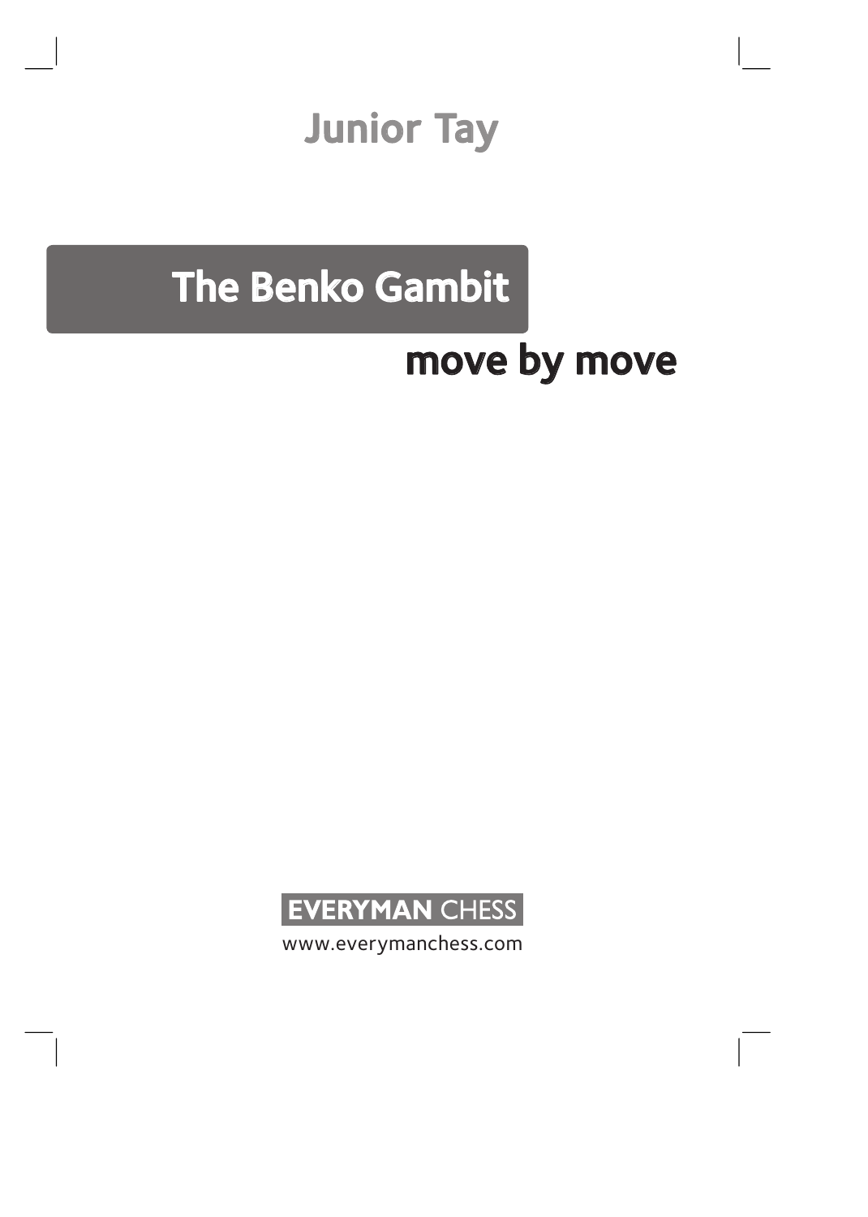Junior Tay

# The Benko Gambit

## move by move

EVERYMAN CHESS

www.everymanchess.com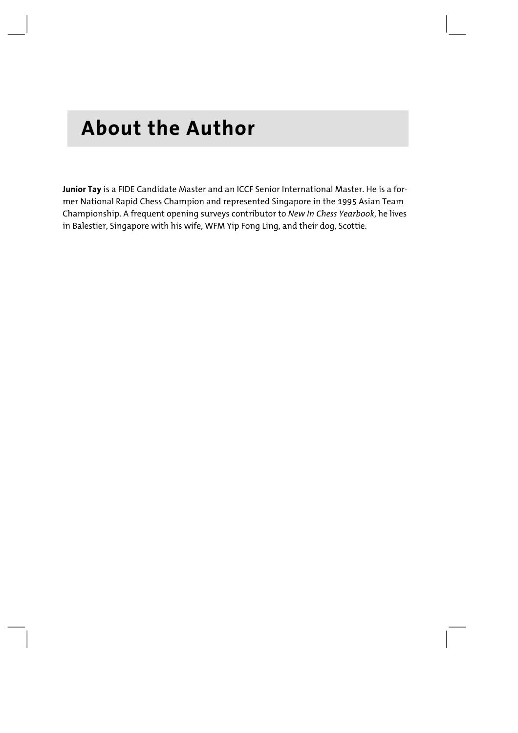# About the Author

**Junior Tay** is a FIDE Candidate Master and an ICCF Senior International Master. He is a former National Rapid Chess Champion and represented Singapore in the 1995 Asian Team Championship. A frequent opening surveys contributor to *New In Chess Yearbook*, he lives in Balestier, Singapore with his wife, WFM Yip Fong Ling, and their dog, Scottie.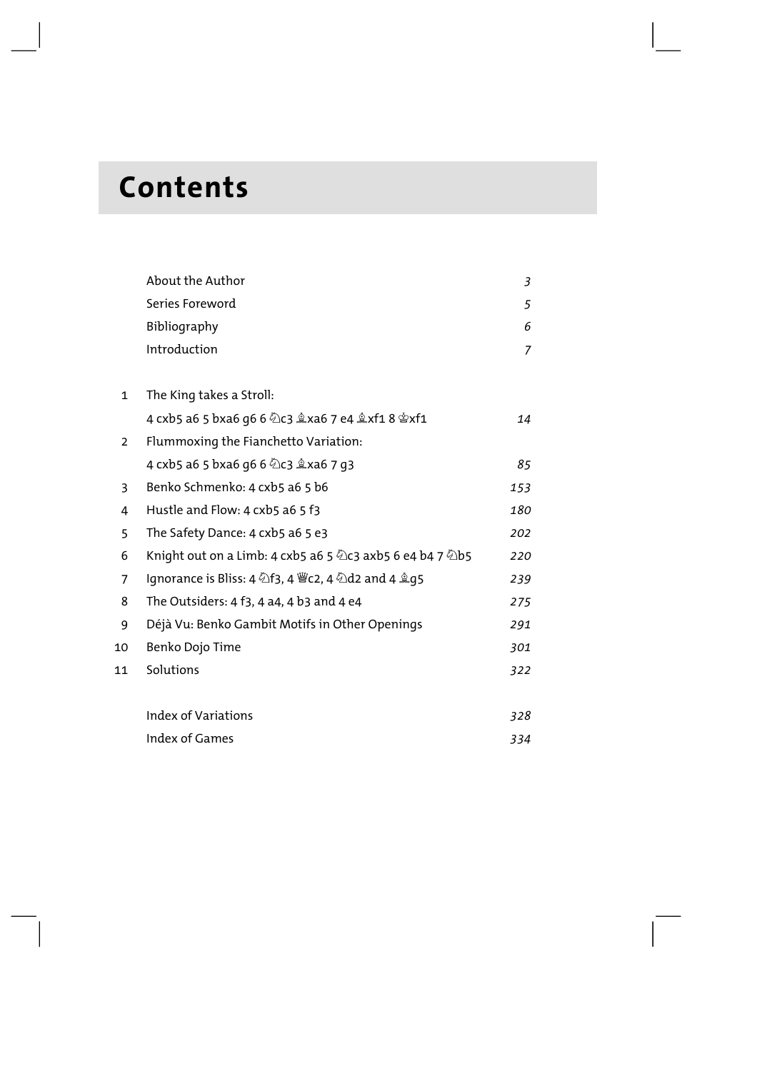# Contents

| | | |
|---|---|---|
| | About the Author | 3 |
| | Series Foreword | 5 |
| | Bibliography | 6 |
| | Introduction | 7 |
| | | |
| 1 | The King takes a Stroll: 4 cxb5 a6 5 bxa6 g6 6 ♘c3 ♗xa6 7 e4 ♗xf1 8 ♔xf1 | 14 |
| 2 | Flummoxing the Fianchetto Variation: 4 cxb5 a6 5 bxa6 g6 6 ♘c3 ♗xa6 7 g3 | 85 |
| 3 | Benko Schmenko: 4 cxb5 a6 5 b6 | 153 |
| 4 | Hustle and Flow: 4 cxb5 a6 5 f3 | 180 |
| 5 | The Safety Dance: 4 cxb5 a6 5 e3 | 202 |
| 6 | Knight out on a Limb: 4 cxb5 a6 5 ♘c3 axb5 6 e4 b4 7 ♘b5 | 220 |
| 7 | Ignorance is Bliss: 4 ♘f3, 4 ♕c2, 4 ♘d2 and 4 ♗g5 | 239 |
| 8 | The Outsiders: 4 f3, 4 a4, 4 b3 and 4 e4 | 275 |
| 9 | Déjà Vu: Benko Gambit Motifs in Other Openings | 291 |
| 10 | Benko Dojo Time | 301 |
| 11 | Solutions | 322 |
| | | |
| | Index of Variations | 328 |
| | Index of Games | 334 |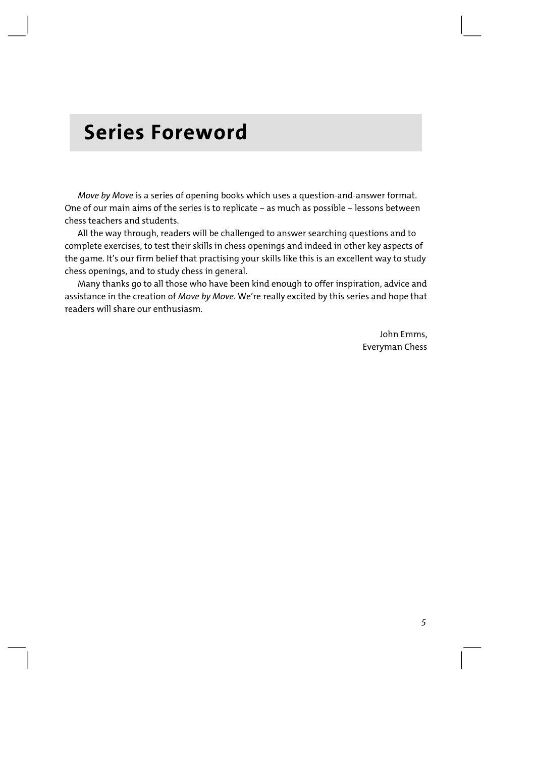# Series Foreword

*Move by Move* is a series of opening books which uses a question-and-answer format. One of our main aims of the series is to replicate – as much as possible – lessons between chess teachers and students.

All the way through, readers will be challenged to answer searching questions and to complete exercises, to test their skills in chess openings and indeed in other key aspects of the game. It's our firm belief that practising your skills like this is an excellent way to study chess openings, and to study chess in general.

Many thanks go to all those who have been kind enough to offer inspiration, advice and assistance in the creation of *Move by Move*. We're really excited by this series and hope that readers will share our enthusiasm.

John Emms,
Everyman Chess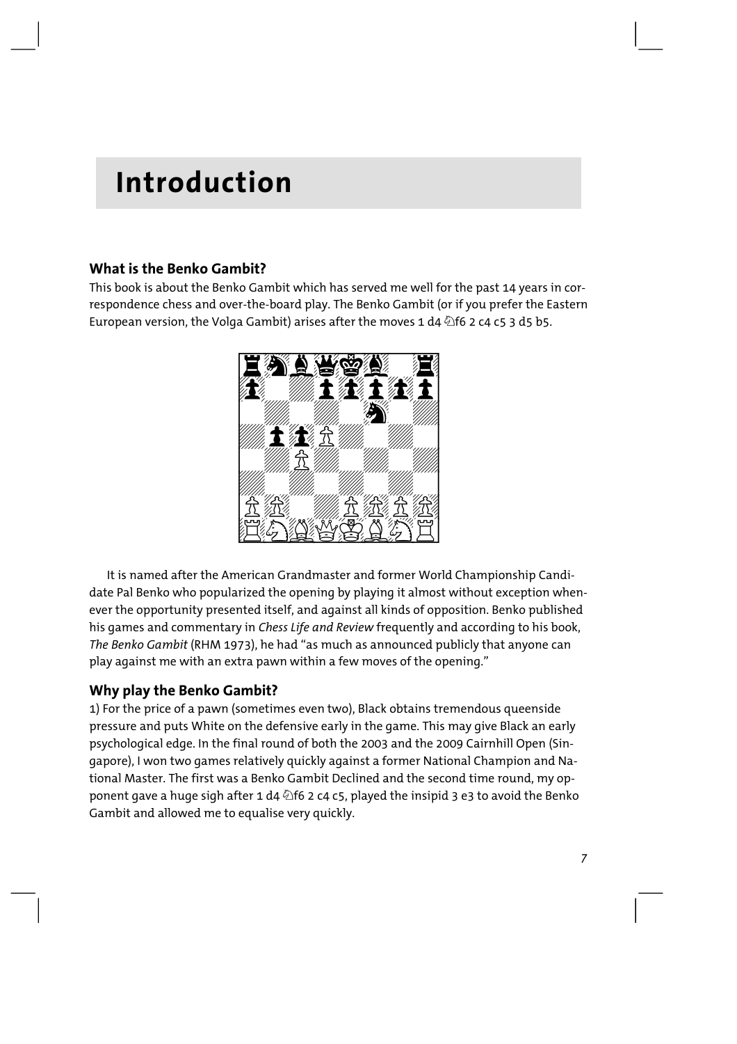# Introduction

## What is the Benko Gambit?

This book is about the Benko Gambit which has served me well for the past 14 years in correspondence chess and over-the-board play. The Benko Gambit (or if you prefer the Eastern European version, the Volga Gambit) arises after the moves 1 d4 ♘f6 2 c4 c5 3 d5 b5.

It is named after the American Grandmaster and former World Championship Candidate Pal Benko who popularized the opening by playing it almost without exception whenever the opportunity presented itself, and against all kinds of opposition. Benko published his games and commentary in *Chess Life and Review* frequently and according to his book, *The Benko Gambit* (RHM 1973), he had "as much as announced publicly that anyone can play against me with an extra pawn within a few moves of the opening."

## Why play the Benko Gambit?

1) For the price of a pawn (sometimes even two), Black obtains tremendous queenside pressure and puts White on the defensive early in the game. This may give Black an early psychological edge. In the final round of both the 2003 and the 2009 Cairnhill Open (Singapore), I won two games relatively quickly against a former National Champion and National Master. The first was a Benko Gambit Declined and the second time round, my opponent gave a huge sigh after 1 d4 ♘f6 2 c4 c5, played the insipid 3 e3 to avoid the Benko Gambit and allowed me to equalise very quickly.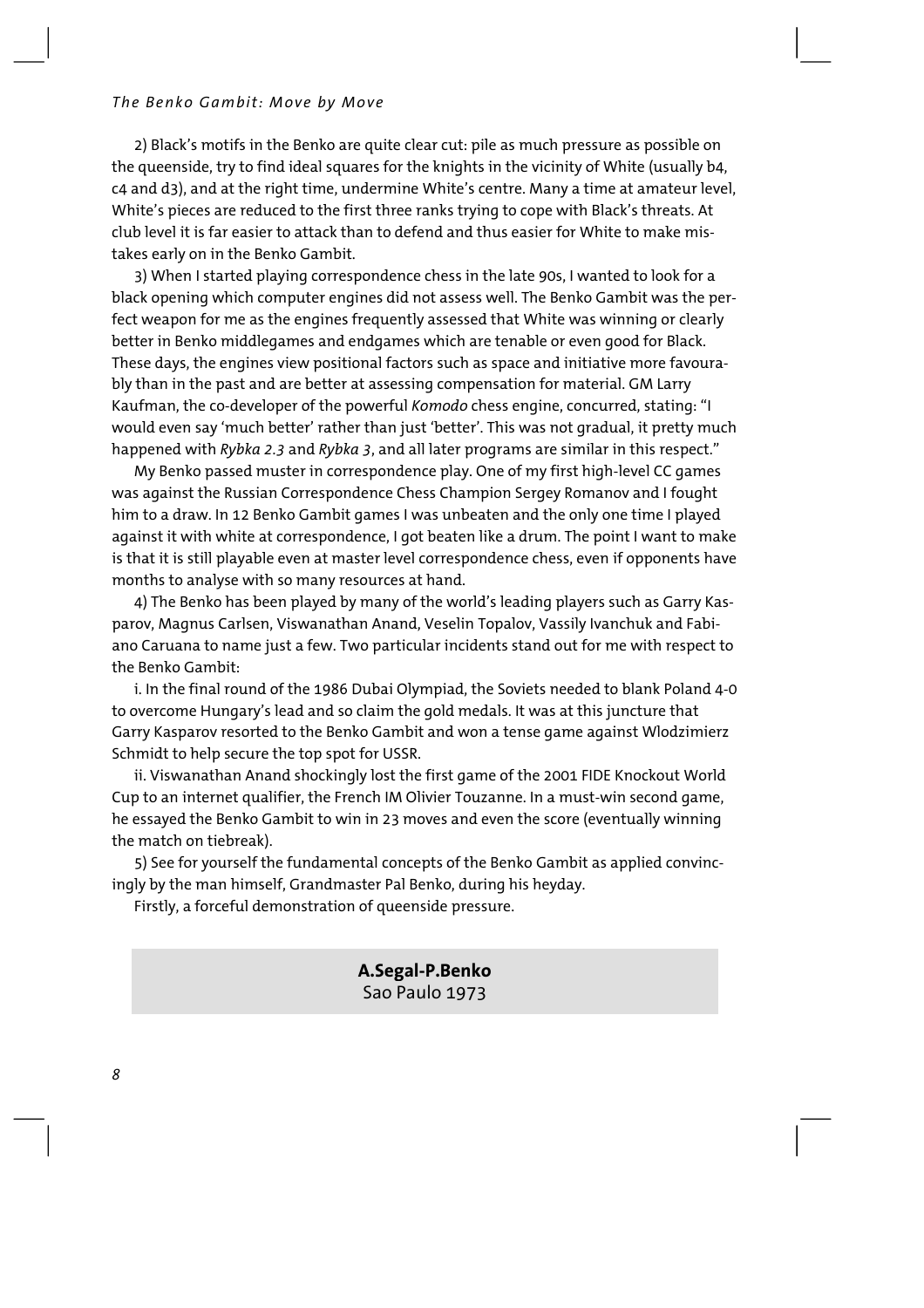2) Black's motifs in the Benko are quite clear cut: pile as much pressure as possible on the queenside, try to find ideal squares for the knights in the vicinity of White (usually b4, c4 and d3), and at the right time, undermine White's centre. Many a time at amateur level, White's pieces are reduced to the first three ranks trying to cope with Black's threats. At club level it is far easier to attack than to defend and thus easier for White to make mistakes early on in the Benko Gambit.

3) When I started playing correspondence chess in the late 90s, I wanted to look for a black opening which computer engines did not assess well. The Benko Gambit was the perfect weapon for me as the engines frequently assessed that White was winning or clearly better in Benko middlegames and endgames which are tenable or even good for Black. These days, the engines view positional factors such as space and initiative more favourably than in the past and are better at assessing compensation for material. GM Larry Kaufman, the co-developer of the powerful *Komodo* chess engine, concurred, stating: "I would even say 'much better' rather than just 'better'. This was not gradual, it pretty much happened with *Rybka 2.3* and *Rybka 3*, and all later programs are similar in this respect."

My Benko passed muster in correspondence play. One of my first high-level CC games was against the Russian Correspondence Chess Champion Sergey Romanov and I fought him to a draw. In 12 Benko Gambit games I was unbeaten and the only one time I played against it with white at correspondence, I got beaten like a drum. The point I want to make is that it is still playable even at master level correspondence chess, even if opponents have months to analyse with so many resources at hand.

4) The Benko has been played by many of the world's leading players such as Garry Kasparov, Magnus Carlsen, Viswanathan Anand, Veselin Topalov, Vassily Ivanchuk and Fabiano Caruana to name just a few. Two particular incidents stand out for me with respect to the Benko Gambit:

i. In the final round of the 1986 Dubai Olympiad, the Soviets needed to blank Poland 4-0 to overcome Hungary's lead and so claim the gold medals. It was at this juncture that Garry Kasparov resorted to the Benko Gambit and won a tense game against Wlodzimierz Schmidt to help secure the top spot for USSR.

ii. Viswanathan Anand shockingly lost the first game of the 2001 FIDE Knockout World Cup to an internet qualifier, the French IM Olivier Touzanne. In a must-win second game, he essayed the Benko Gambit to win in 23 moves and even the score (eventually winning the match on tiebreak).

5) See for yourself the fundamental concepts of the Benko Gambit as applied convincingly by the man himself, Grandmaster Pal Benko, during his heyday.

Firstly, a forceful demonstration of queenside pressure.

**A.Segal-P.Benko**
Sao Paulo 1973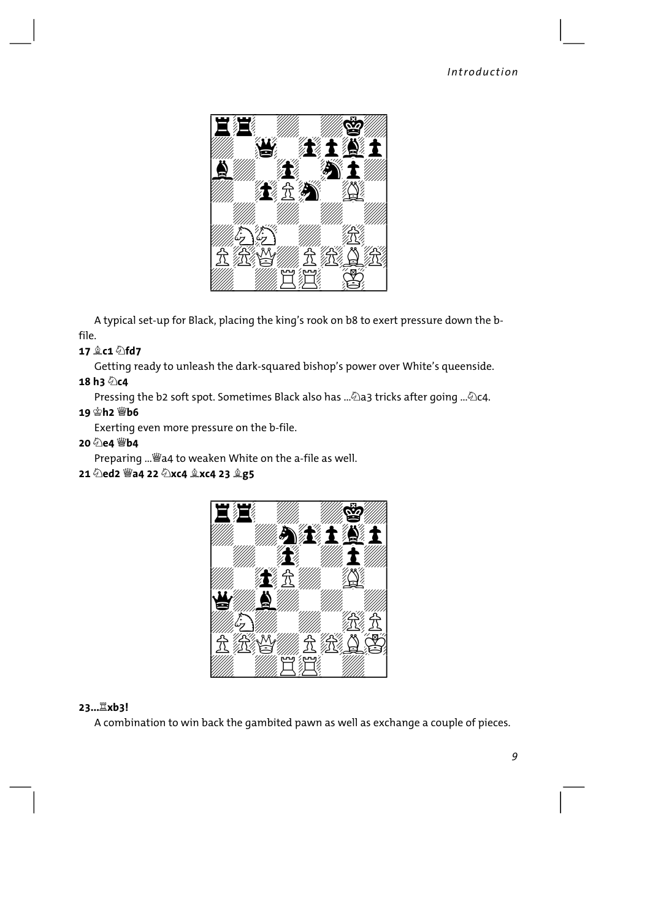A typical set-up for Black, placing the king's rook on b8 to exert pressure down the b-file.

**17 ♗c1 ♘fd7**

Getting ready to unleash the dark-squared bishop's power over White's queenside.

**18 h3 ♘c4**

Pressing the b2 soft spot. Sometimes Black also has ...♘a3 tricks after going ...♘c4.

**19 ♔h2 ♕b6**

Exerting even more pressure on the b-file.

**20 ♘e4 ♕b4**

Preparing ...♕a4 to weaken White on the a-file as well.

**21 ♘ed2 ♕a4 22 ♘xc4 ♗xc4 23 ♗g5**

**23...♖xb3!**

A combination to win back the gambited pawn as well as exchange a couple of pieces.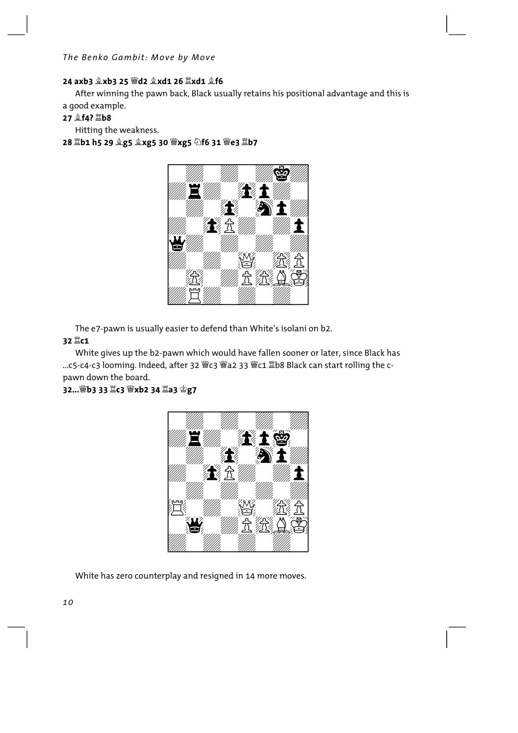**24 axb3 ♗xb3 25 ♕d2 ♗xd1 26 ♖xd1 ♗f6**

After winning the pawn back, Black usually retains his positional advantage and this is a good example.

**27 ♗f4? ♖b8**

Hitting the weakness.

**28 ♖b1 h5 29 ♗g5 ♗xg5 30 ♕xg5 ♘f6 31 ♕e3 ♖b7**

The e7-pawn is usually easier to defend than White's isolani on b2.

**32 ♖c1**

White gives up the b2-pawn which would have fallen sooner or later, since Black has ...c5-c4-c3 looming. Indeed, after 32 ♕c3 ♕a2 33 ♕c1 ♖b8 Black can start rolling the c-pawn down the board.

**32...♕b3 33 ♖c3 ♕xb2 34 ♖a3 ♔g7**

White has zero counterplay and resigned in 14 more moves.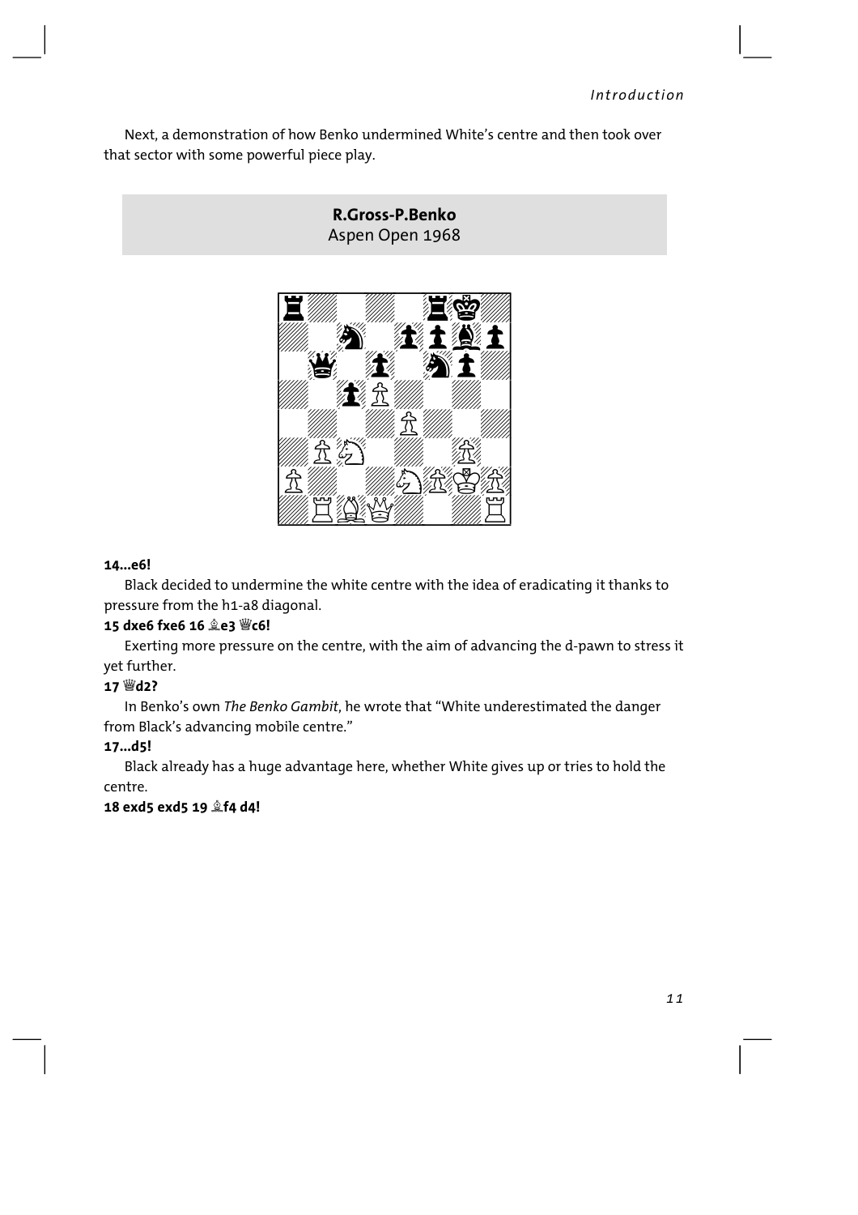Next, a demonstration of how Benko undermined White's centre and then took over that sector with some powerful piece play.

**R.Gross-P.Benko**
Aspen Open 1968

**14...e6!**

Black decided to undermine the white centre with the idea of eradicating it thanks to pressure from the h1-a8 diagonal.

**15 dxe6 fxe6 16 ♗e3 ♕c6!**

Exerting more pressure on the centre, with the aim of advancing the d-pawn to stress it yet further.

**17 ♕d2?**

In Benko's own *The Benko Gambit*, he wrote that "White underestimated the danger from Black's advancing mobile centre."

**17...d5!**

Black already has a huge advantage here, whether White gives up or tries to hold the centre.

**18 exd5 exd5 19 ♗f4 d4!**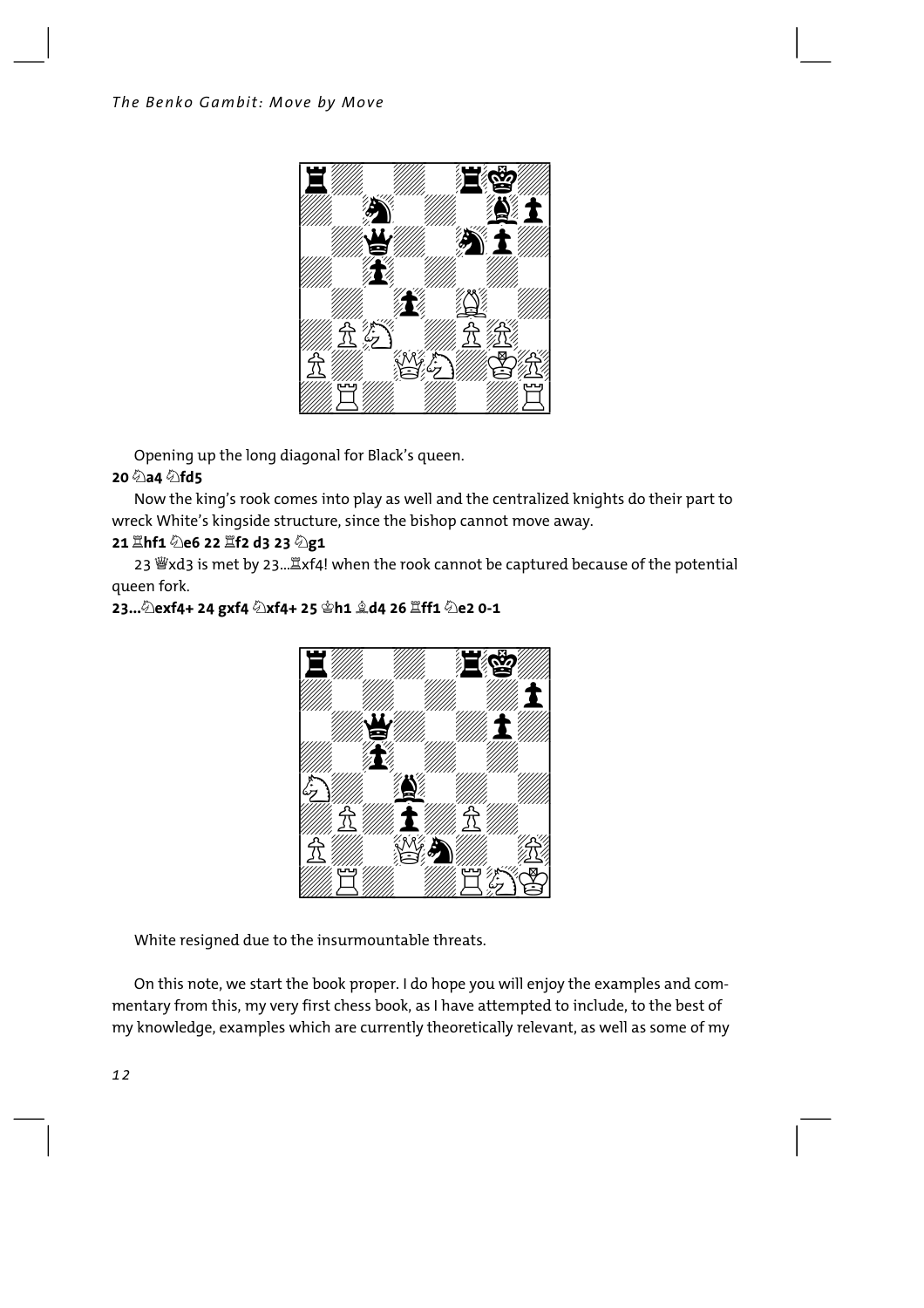Opening up the long diagonal for Black's queen.

**20 ♘a4 ♘fd5**

Now the king's rook comes into play as well and the centralized knights do their part to wreck White's kingside structure, since the bishop cannot move away.

**21 ♖hf1 ♘e6 22 ♖f2 d3 23 ♘g1**

23 ♕xd3 is met by 23...♖xf4! when the rook cannot be captured because of the potential queen fork.

**23...♘exf4+ 24 gxf4 ♘xf4+ 25 ♔h1 ♗d4 26 ♖ff1 ♘e2 0-1**

White resigned due to the insurmountable threats.

On this note, we start the book proper. I do hope you will enjoy the examples and commentary from this, my very first chess book, as I have attempted to include, to the best of my knowledge, examples which are currently theoretically relevant, as well as some of my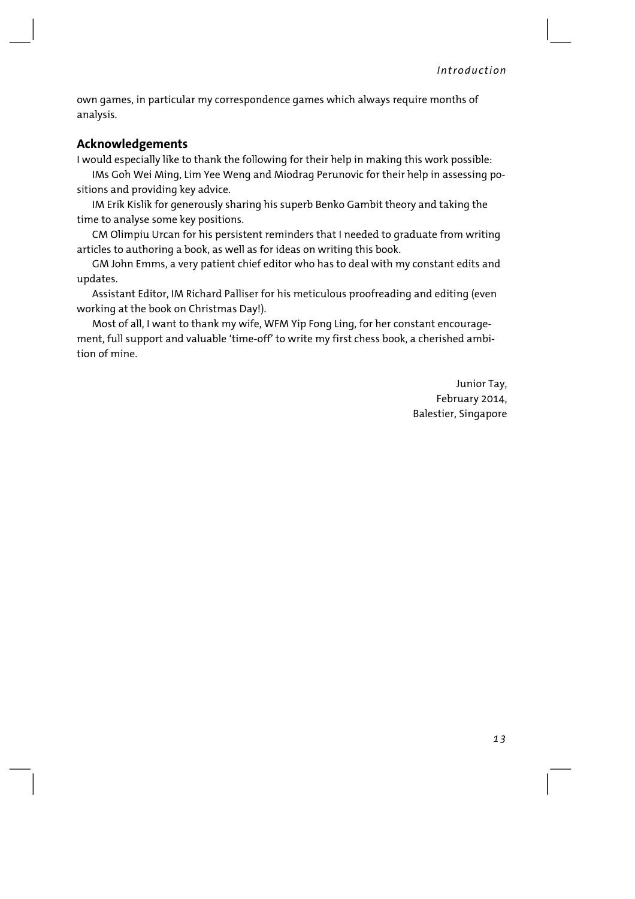own games, in particular my correspondence games which always require months of analysis.

## Acknowledgements

I would especially like to thank the following for their help in making this work possible:

IMs Goh Wei Ming, Lim Yee Weng and Miodrag Perunovic for their help in assessing positions and providing key advice.

IM Erik Kislik for generously sharing his superb Benko Gambit theory and taking the time to analyse some key positions.

CM Olimpiu Urcan for his persistent reminders that I needed to graduate from writing articles to authoring a book, as well as for ideas on writing this book.

GM John Emms, a very patient chief editor who has to deal with my constant edits and updates.

Assistant Editor, IM Richard Palliser for his meticulous proofreading and editing (even working at the book on Christmas Day!).

Most of all, I want to thank my wife, WFM Yip Fong Ling, for her constant encouragement, full support and valuable 'time-off' to write my first chess book, a cherished ambition of mine.

Junior Tay,
February 2014,
Balestier, Singapore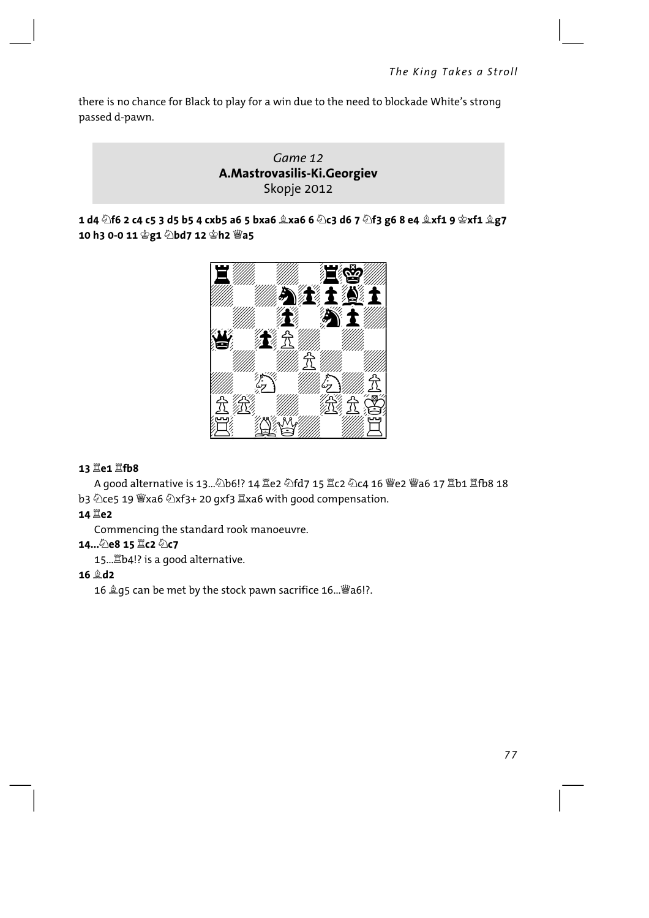there is no chance for Black to play for a win due to the need to blockade White's strong passed d-pawn.

## *Game 12*
## A.Mastrovasilis-Ki.Georgiev
Skopje 2012

**1 d4 ♘f6 2 c4 c5 3 d5 b5 4 cxb5 a6 5 bxa6 ♗xa6 6 ♘c3 d6 7 ♘f3 g6 8 e4 ♗xf1 9 ♔xf1 ♗g7 10 h3 0-0 11 ♔g1 ♘bd7 12 ♔h2 ♕a5**

**13 ♖e1 ♖fb8**

A good alternative is 13...♘b6!? 14 ♖e2 ♘fd7 15 ♖c2 ♘c4 16 ♕e2 ♕a6 17 ♖b1 ♖fb8 18 b3 ♘ce5 19 ♕xa6 ♘xf3+ 20 gxf3 ♖xa6 with good compensation.

**14 ♖e2**

Commencing the standard rook manoeuvre.

**14...♘e8 15 ♖c2 ♘c7**

15...♖b4!? is a good alternative.

**16 ♗d2**

16 ♗g5 can be met by the stock pawn sacrifice 16...♕a6!?.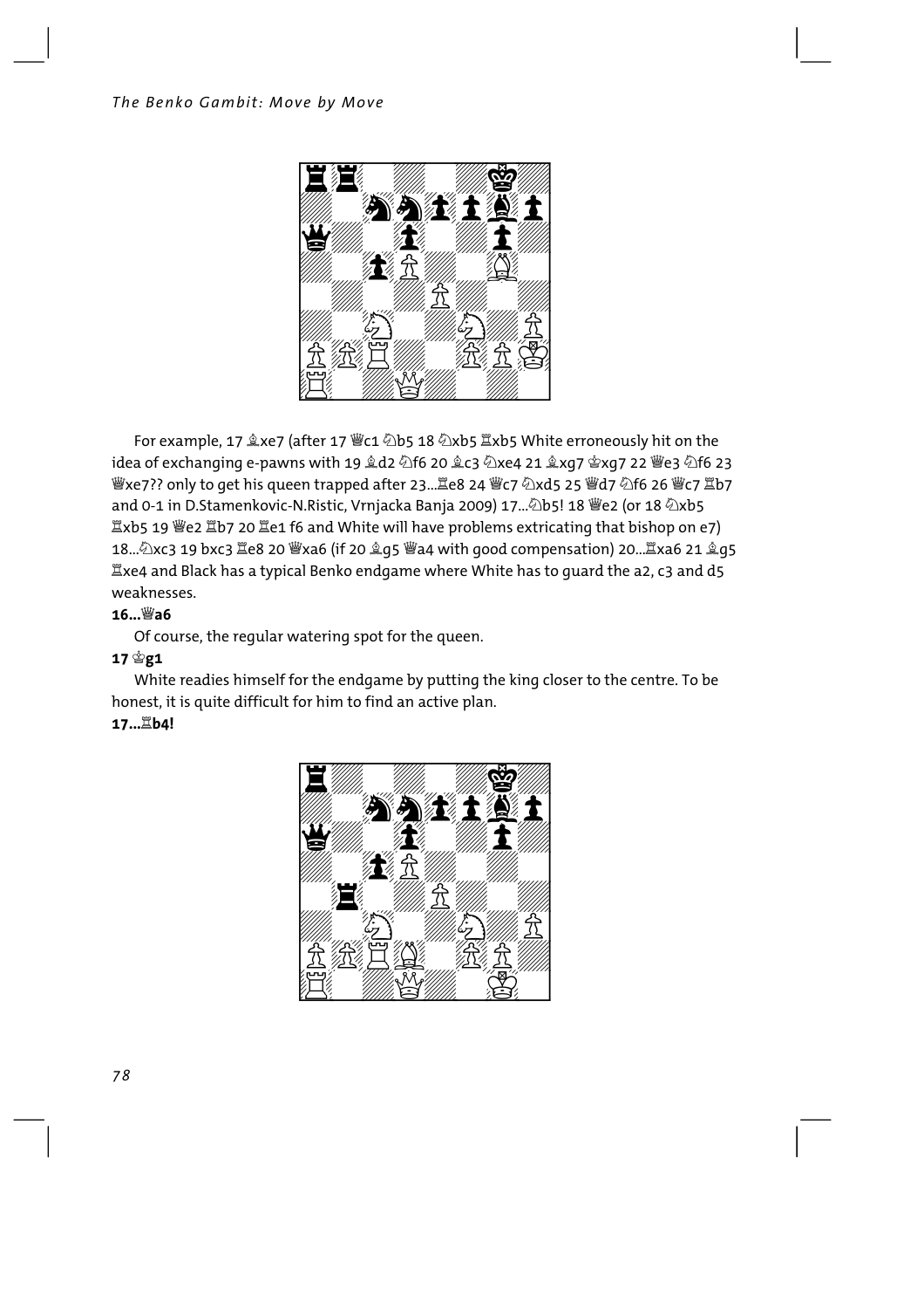For example, 17 ♗xe7 (after 17 ♕c1 ♘b5 18 ♘xb5 ♖xb5 White erroneously hit on the idea of exchanging e-pawns with 19 ♗d2 ♘f6 20 ♗c3 ♘xe4 21 ♗xg7 ♔xg7 22 ♕e3 ♘f6 23 ♕xe7?? only to get his queen trapped after 23...♖e8 24 ♕c7 ♘xd5 25 ♕d7 ♘f6 26 ♕c7 ♖b7 and 0-1 in D.Stamenkovic-N.Ristic, Vrnjacka Banja 2009) 17...♘b5! 18 ♕e2 (or 18 ♘xb5 ♖xb5 19 ♕e2 ♖b7 20 ♖e1 f6 and White will have problems extricating that bishop on e7) 18...♘xc3 19 bxc3 ♖e8 20 ♕xa6 (if 20 ♗g5 ♕a4 with good compensation) 20...♖xa6 21 ♗g5 ♖xe4 and Black has a typical Benko endgame where White has to guard the a2, c3 and d5 weaknesses.

**16...♕a6**

Of course, the regular watering spot for the queen.

**17 ♔g1**

White readies himself for the endgame by putting the king closer to the centre. To be honest, it is quite difficult for him to find an active plan.

**17...♖b4!**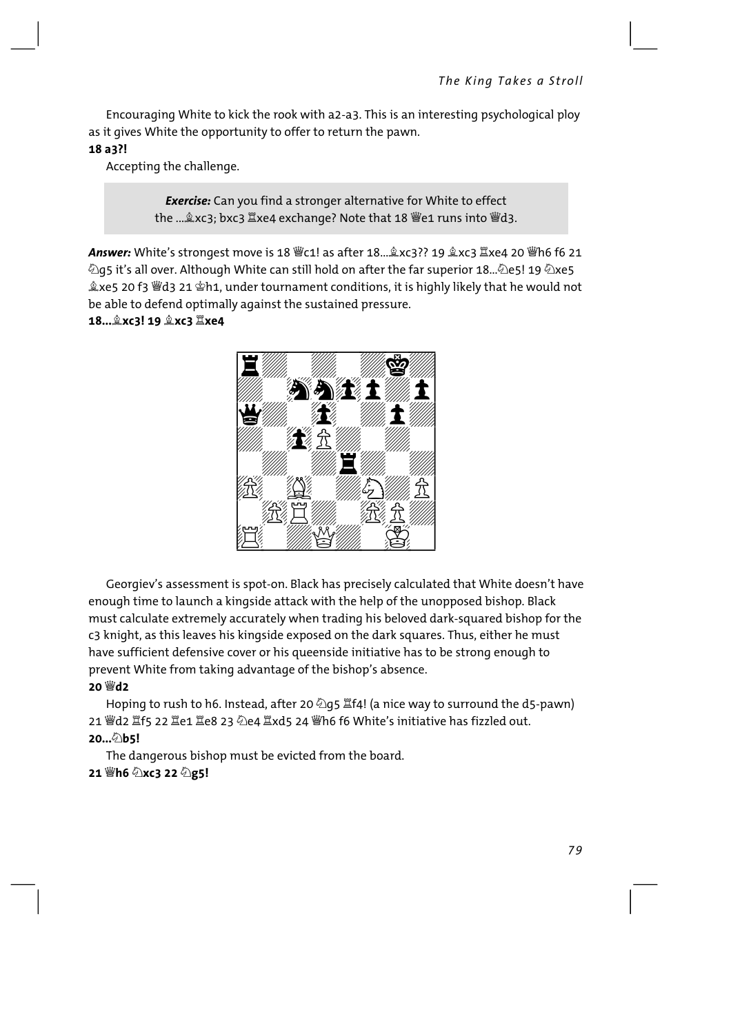Encouraging White to kick the rook with a2-a3. This is an interesting psychological ploy as it gives White the opportunity to offer to return the pawn.

**18 a3?!**

Accepting the challenge.

> ***Exercise:*** Can you find a stronger alternative for White to effect the ...♗xc3; bxc3 ♖xe4 exchange? Note that 18 ♕e1 runs into ♕d3.

***Answer:*** White's strongest move is 18 ♕c1! as after 18...♗xc3?? 19 ♗xc3 ♖xe4 20 ♕h6 f6 21 ♘g5 it's all over. Although White can still hold on after the far superior 18...♘e5! 19 ♘xe5 ♗xe5 20 f3 ♕d3 21 ♔h1, under tournament conditions, it is highly likely that he would not be able to defend optimally against the sustained pressure.

**18...♗xc3! 19 ♗xc3 ♖xe4**

Georgiev's assessment is spot-on. Black has precisely calculated that White doesn't have enough time to launch a kingside attack with the help of the unopposed bishop. Black must calculate extremely accurately when trading his beloved dark-squared bishop for the c3 knight, as this leaves his kingside exposed on the dark squares. Thus, either he must have sufficient defensive cover or his queenside initiative has to be strong enough to prevent White from taking advantage of the bishop's absence.

**20 ♕d2**

Hoping to rush to h6. Instead, after 20 ♘g5 ♖f4! (a nice way to surround the d5-pawn) 21 ♕d2 ♖f5 22 ♖e1 ♖e8 23 ♘e4 ♖xd5 24 ♕h6 f6 White's initiative has fizzled out.

**20...♘b5!**

The dangerous bishop must be evicted from the board.

**21 ♕h6 ♘xc3 22 ♘g5!**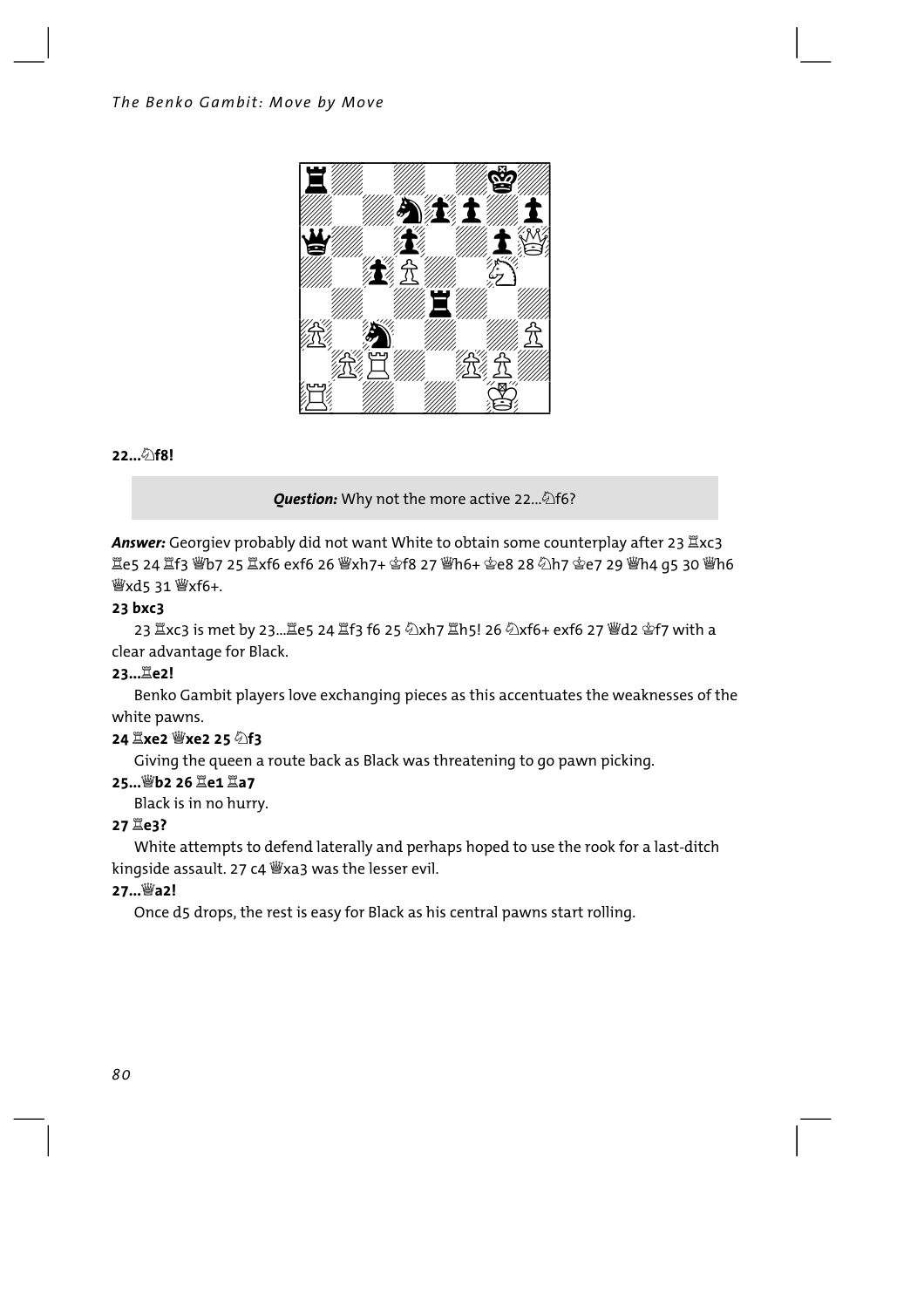**22...♘f8!**

> ***Question:*** Why not the more active 22...♘f6?

***Answer:*** Georgiev probably did not want White to obtain some counterplay after 23 ♖xc3 ♖e5 24 ♖f3 ♕b7 25 ♖xf6 exf6 26 ♕xh7+ ♔f8 27 ♕h6+ ♔e8 28 ♘h7 ♔e7 29 ♕h4 g5 30 ♕h6 ♕xd5 31 ♕xf6+.

**23 bxc3**

23 ♖xc3 is met by 23...♖e5 24 ♖f3 f6 25 ♘xh7 ♖h5! 26 ♘xf6+ exf6 27 ♕d2 ♔f7 with a clear advantage for Black.

**23...♖e2!**

Benko Gambit players love exchanging pieces as this accentuates the weaknesses of the white pawns.

**24 ♖xe2 ♕xe2 25 ♘f3**

Giving the queen a route back as Black was threatening to go pawn picking.

**25...♕b2 26 ♖e1 ♖a7**

Black is in no hurry.

**27 ♖e3?**

White attempts to defend laterally and perhaps hoped to use the rook for a last-ditch kingside assault. 27 c4 ♕xa3 was the lesser evil.

**27...♕a2!**

Once d5 drops, the rest is easy for Black as his central pawns start rolling.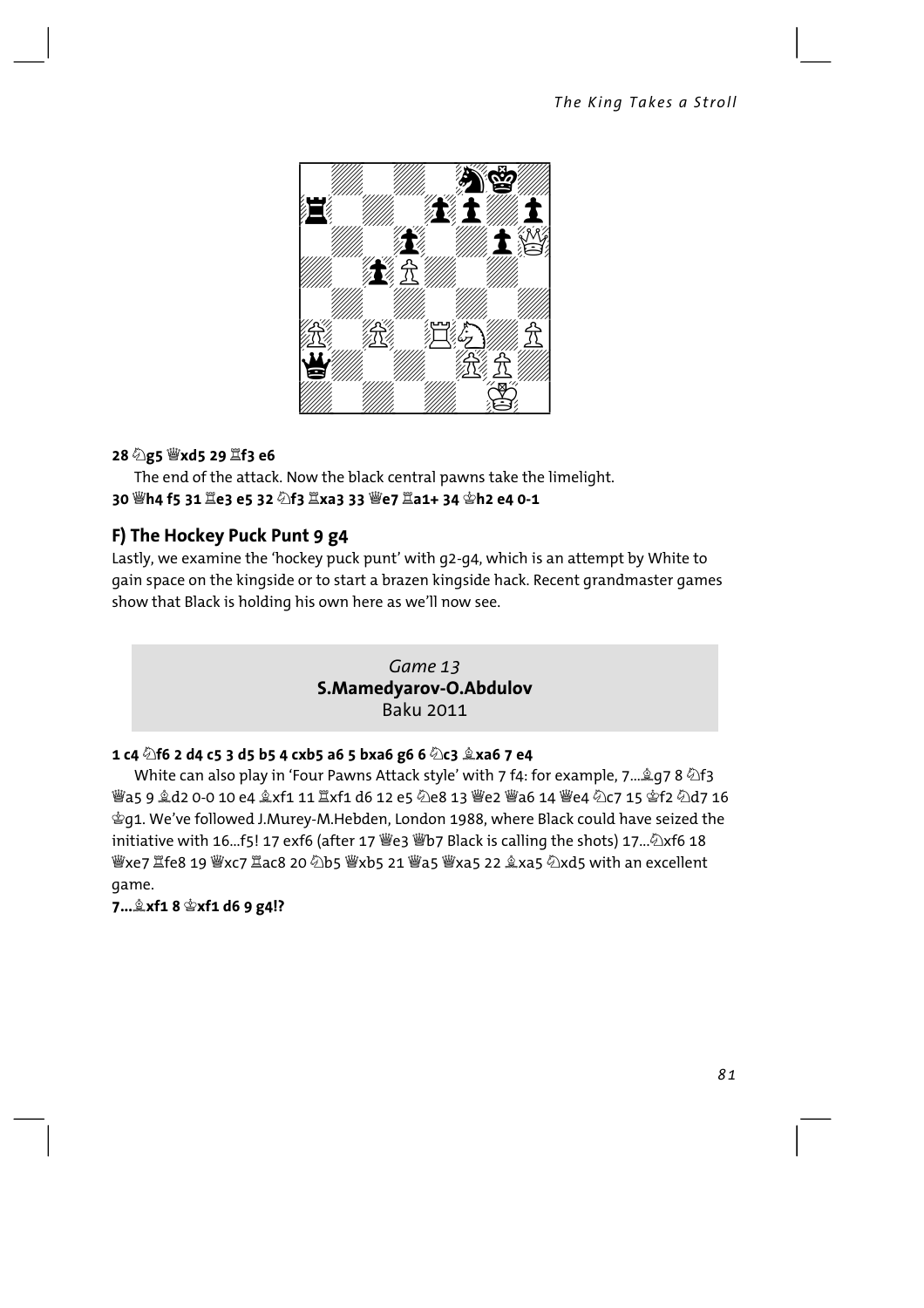**28 ♘g5 ♕xd5 29 ♖f3 e6**

The end of the attack. Now the black central pawns take the limelight.

**30 ♕h4 f5 31 ♖e3 e5 32 ♘f3 ♖xa3 33 ♕e7 ♖a1+ 34 ♔h2 e4 0-1**

## F) The Hockey Puck Punt 9 g4

Lastly, we examine the 'hockey puck punt' with g2-g4, which is an attempt by White to gain space on the kingside or to start a brazen kingside hack. Recent grandmaster games show that Black is holding his own here as we'll now see.

*Game 13*
**S.Mamedyarov-O.Abdulov**
Baku 2011

**1 c4 ♘f6 2 d4 c5 3 d5 b5 4 cxb5 a6 5 bxa6 g6 6 ♘c3 ♗xa6 7 e4**

White can also play in 'Four Pawns Attack style' with 7 f4: for example, 7...♗g7 8 ♘f3 ♕a5 9 ♗d2 0-0 10 e4 ♗xf1 11 ♖xf1 d6 12 e5 ♘e8 13 ♕e2 ♕a6 14 ♕e4 ♘c7 15 ♔f2 ♘d7 16 ♔g1. We've followed J.Murey-M.Hebden, London 1988, where Black could have seized the initiative with 16...f5! 17 exf6 (after 17 ♕e3 ♕b7 Black is calling the shots) 17...♘xf6 18 ♕xe7 ♖fe8 19 ♕xc7 ♖ac8 20 ♘b5 ♕xb5 21 ♕a5 ♕xa5 22 ♗xa5 ♘xd5 with an excellent game.

**7...♗xf1 8 ♔xf1 d6 9 g4!?**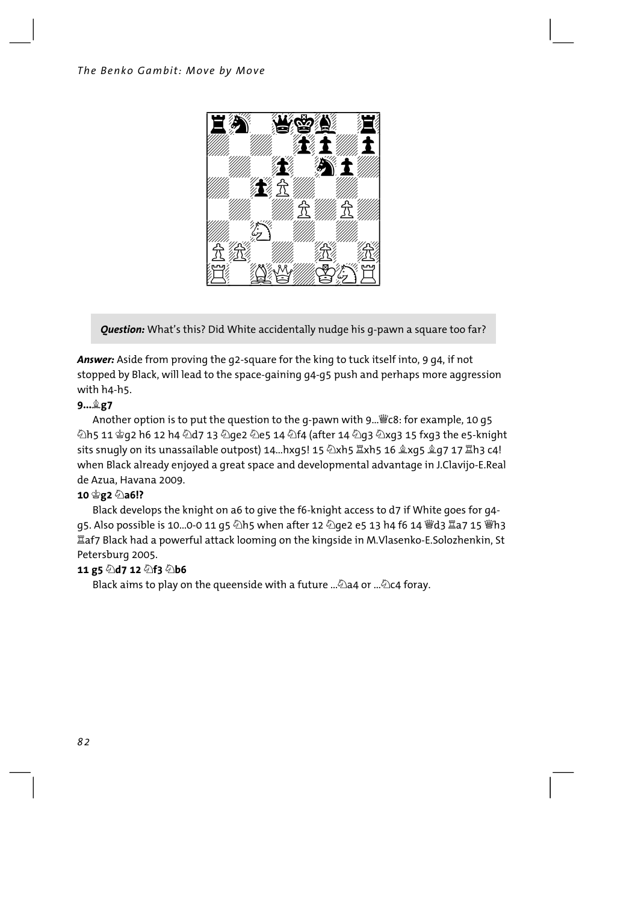***Question:*** What's this? Did White accidentally nudge his g-pawn a square too far?

***Answer:*** Aside from proving the g2-square for the king to tuck itself into, 9 g4, if not stopped by Black, will lead to the space-gaining g4-g5 push and perhaps more aggression with h4-h5.

**9...♗g7**

Another option is to put the question to the g-pawn with 9...♕c8: for example, 10 g5 ♘h5 11 ♔g2 h6 12 h4 ♘d7 13 ♘ge2 ♘e5 14 ♘f4 (after 14 ♘g3 ♘xg3 15 fxg3 the e5-knight sits snugly on its unassailable outpost) 14...hxg5! 15 ♘xh5 ♖xh5 16 ♗xg5 ♗g7 17 ♖h3 c4! when Black already enjoyed a great space and developmental advantage in J.Clavijo-E.Real de Azua, Havana 2009.

**10 ♔g2 ♘a6!?**

Black develops the knight on a6 to give the f6-knight access to d7 if White goes for g4-g5. Also possible is 10...0-0 11 g5 ♘h5 when after 12 ♘ge2 e5 13 h4 f6 14 ♕d3 ♖a7 15 ♕h3 ♖af7 Black had a powerful attack looming on the kingside in M.Vlasenko-E.Solozhenkin, St Petersburg 2005.

**11 g5 ♘d7 12 ♘f3 ♘b6**

Black aims to play on the queenside with a future ...♘a4 or ...♘c4 foray.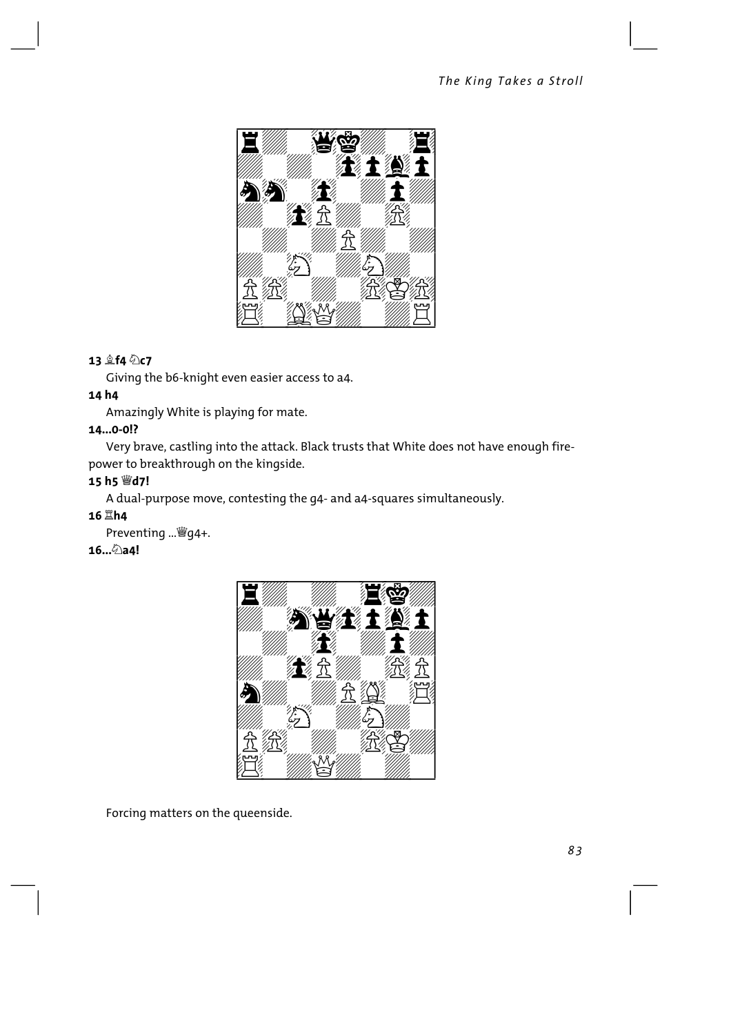**13 ♗f4 ♘c7**

Giving the b6-knight even easier access to a4.

**14 h4**

Amazingly White is playing for mate.

**14...0-0!?**

Very brave, castling into the attack. Black trusts that White does not have enough fire-power to breakthrough on the kingside.

**15 h5 ♕d7!**

A dual-purpose move, contesting the g4- and a4-squares simultaneously.

**16 ♖h4**

Preventing ...♕g4+.

**16...♘a4!**

Forcing matters on the queenside.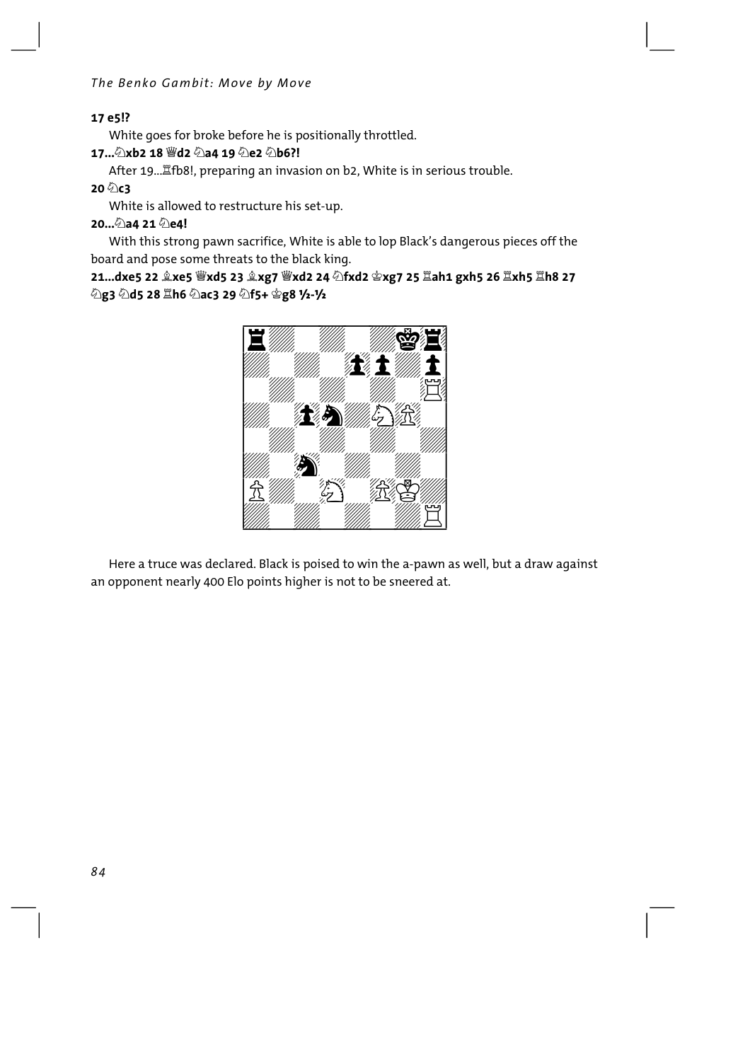**17 e5!?**

White goes for broke before he is positionally throttled.

**17...♘xb2 18 ♕d2 ♘a4 19 ♘e2 ♘b6?!**

After 19...♖fb8!, preparing an invasion on b2, White is in serious trouble.

**20 ♘c3**

White is allowed to restructure his set-up.

**20...♘a4 21 ♘e4!**

With this strong pawn sacrifice, White is able to lop Black's dangerous pieces off the board and pose some threats to the black king.

**21...dxe5 22 ♗xe5 ♕xd5 23 ♗xg7 ♕xd2 24 ♘fxd2 ♔xg7 25 ♖ah1 gxh5 26 ♖xh5 ♖h8 27 ♘g3 ♘d5 28 ♖h6 ♘ac3 29 ♘f5+ ♔g8 ½-½**

Here a truce was declared. Black is poised to win the a-pawn as well, but a draw against an opponent nearly 400 Elo points higher is not to be sneered at.